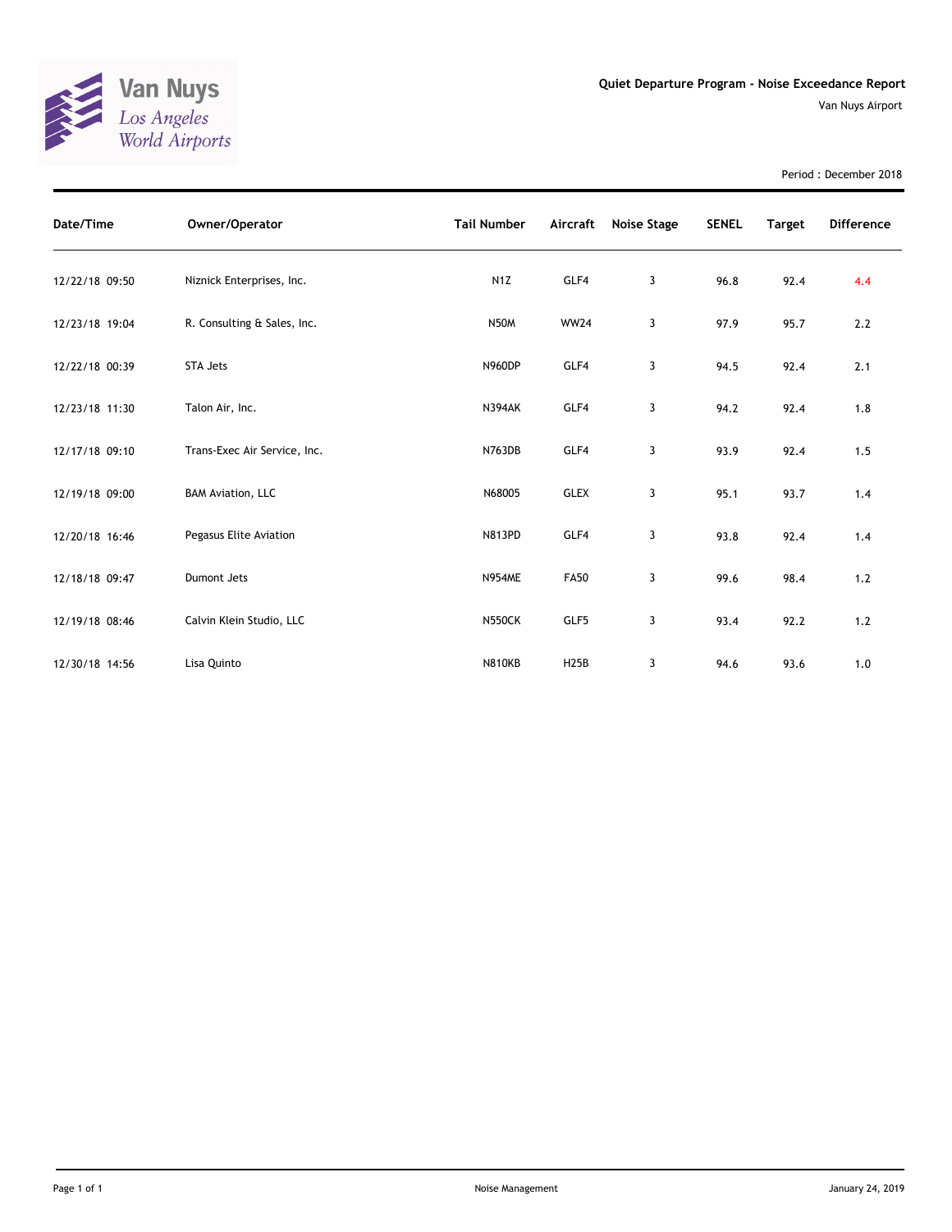Van Nuys
Los Angeles
World Airports

## Quiet Departure Program - Noise Exceedance Report

Van Nuys Airport

Period : December 2018

| Date/Time | Owner/Operator | Tail Number | Aircraft | Noise Stage | SENEL | Target | Difference |
|---|---|---|---|---|---|---|---|
| 12/22/18 09:50 | Niznick Enterprises, Inc. | N1Z | GLF4 | 3 | 96.8 | 92.4 | 4.4 |
| 12/23/18 19:04 | R. Consulting & Sales, Inc. | N50M | WW24 | 3 | 97.9 | 95.7 | 2.2 |
| 12/22/18 00:39 | STA Jets | N960DP | GLF4 | 3 | 94.5 | 92.4 | 2.1 |
| 12/23/18 11:30 | Talon Air, Inc. | N394AK | GLF4 | 3 | 94.2 | 92.4 | 1.8 |
| 12/17/18 09:10 | Trans-Exec Air Service, Inc. | N763DB | GLF4 | 3 | 93.9 | 92.4 | 1.5 |
| 12/19/18 09:00 | BAM Aviation, LLC | N68005 | GLEX | 3 | 95.1 | 93.7 | 1.4 |
| 12/20/18 16:46 | Pegasus Elite Aviation | N813PD | GLF4 | 3 | 93.8 | 92.4 | 1.4 |
| 12/18/18 09:47 | Dumont Jets | N954ME | FA50 | 3 | 99.6 | 98.4 | 1.2 |
| 12/19/18 08:46 | Calvin Klein Studio, LLC | N550CK | GLF5 | 3 | 93.4 | 92.2 | 1.2 |
| 12/30/18 14:56 | Lisa Quinto | N810KB | H25B | 3 | 94.6 | 93.6 | 1.0 |

Noise Management

January 24, 2019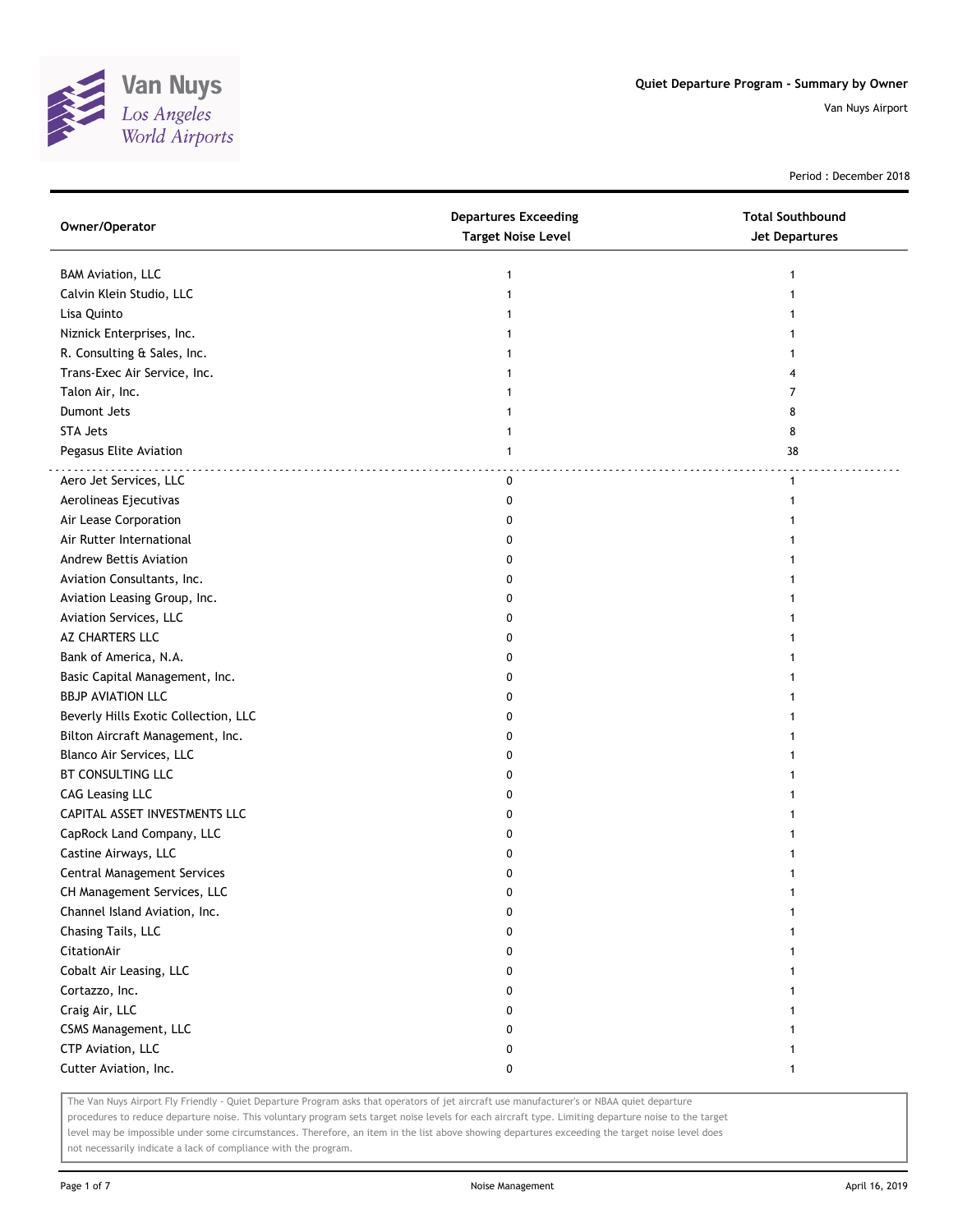# Quiet Departure Program - Summary by Owner

Van Nuys Airport

Period : December 2018

| Owner/Operator | Departures Exceeding Target Noise Level | Total Southbound Jet Departures |
|---|---|---|
| BAM Aviation, LLC | 1 | 1 |
| Calvin Klein Studio, LLC | 1 | 1 |
| Lisa Quinto | 1 | 1 |
| Niznick Enterprises, Inc. | 1 | 1 |
| R. Consulting & Sales, Inc. | 1 | 1 |
| Trans-Exec Air Service, Inc. | 1 | 4 |
| Talon Air, Inc. | 1 | 7 |
| Dumont Jets | 1 | 8 |
| STA Jets | 1 | 8 |
| Pegasus Elite Aviation | 1 | 38 |
| Aero Jet Services, LLC | 0 | 1 |
| Aerolineas Ejecutivas | 0 | 1 |
| Air Lease Corporation | 0 | 1 |
| Air Rutter International | 0 | 1 |
| Andrew Bettis Aviation | 0 | 1 |
| Aviation Consultants, Inc. | 0 | 1 |
| Aviation Leasing Group, Inc. | 0 | 1 |
| Aviation Services, LLC | 0 | 1 |
| AZ CHARTERS LLC | 0 | 1 |
| Bank of America, N.A. | 0 | 1 |
| Basic Capital Management, Inc. | 0 | 1 |
| BBJP AVIATION LLC | 0 | 1 |
| Beverly Hills Exotic Collection, LLC | 0 | 1 |
| Bilton Aircraft Management, Inc. | 0 | 1 |
| Blanco Air Services, LLC | 0 | 1 |
| BT CONSULTING LLC | 0 | 1 |
| CAG Leasing LLC | 0 | 1 |
| CAPITAL ASSET INVESTMENTS LLC | 0 | 1 |
| CapRock Land Company, LLC | 0 | 1 |
| Castine Airways, LLC | 0 | 1 |
| Central Management Services | 0 | 1 |
| CH Management Services, LLC | 0 | 1 |
| Channel Island Aviation, Inc. | 0 | 1 |
| Chasing Tails, LLC | 0 | 1 |
| CitationAir | 0 | 1 |
| Cobalt Air Leasing, LLC | 0 | 1 |
| Cortazzo, Inc. | 0 | 1 |
| Craig Air, LLC | 0 | 1 |
| CSMS Management, LLC | 0 | 1 |
| CTP Aviation, LLC | 0 | 1 |
| Cutter Aviation, Inc. | 0 | 1 |

The Van Nuys Airport Fly Friendly - Quiet Departure Program asks that operators of jet aircraft use manufacturer's or NBAA quiet departure procedures to reduce departure noise. This voluntary program sets target noise levels for each aircraft type. Limiting departure noise to the target level may be impossible under some circumstances. Therefore, an item in the list above showing departures exceeding the target noise level does not necessarily indicate a lack of compliance with the program.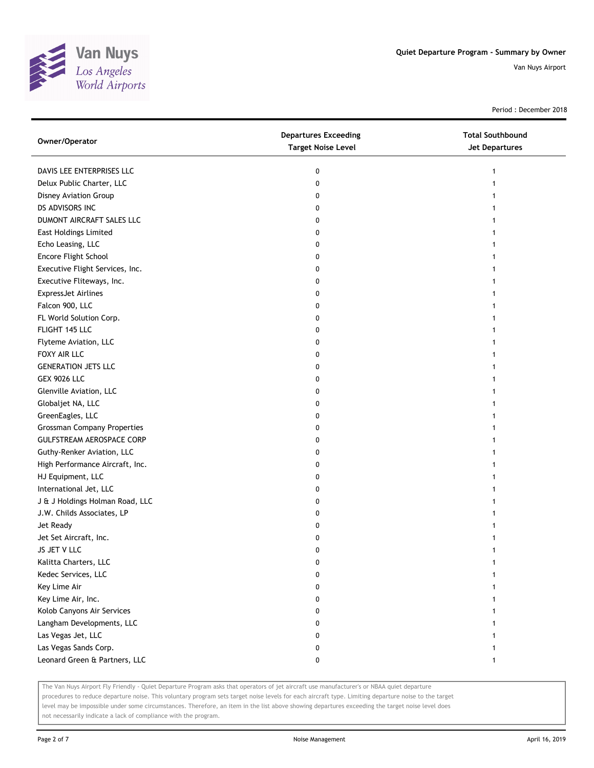Quiet Departure Program - Summary by Owner

Van Nuys Airport

Period : December 2018

| Owner/Operator | Departures Exceeding Target Noise Level | Total Southbound Jet Departures |
|---|---|---|
| DAVIS LEE ENTERPRISES LLC | 0 | 1 |
| Delux Public Charter, LLC | 0 | 1 |
| Disney Aviation Group | 0 | 1 |
| DS ADVISORS INC | 0 | 1 |
| DUMONT AIRCRAFT SALES LLC | 0 | 1 |
| East Holdings Limited | 0 | 1 |
| Echo Leasing, LLC | 0 | 1 |
| Encore Flight School | 0 | 1 |
| Executive Flight Services, Inc. | 0 | 1 |
| Executive Fliteways, Inc. | 0 | 1 |
| ExpressJet Airlines | 0 | 1 |
| Falcon 900, LLC | 0 | 1 |
| FL World Solution Corp. | 0 | 1 |
| FLIGHT 145 LLC | 0 | 1 |
| Flyteme Aviation, LLC | 0 | 1 |
| FOXY AIR LLC | 0 | 1 |
| GENERATION JETS LLC | 0 | 1 |
| GEX 9026 LLC | 0 | 1 |
| Glenville Aviation, LLC | 0 | 1 |
| Globaljet NA, LLC | 0 | 1 |
| GreenEagles, LLC | 0 | 1 |
| Grossman Company Properties | 0 | 1 |
| GULFSTREAM AEROSPACE CORP | 0 | 1 |
| Guthy-Renker Aviation, LLC | 0 | 1 |
| High Performance Aircraft, Inc. | 0 | 1 |
| HJ Equipment, LLC | 0 | 1 |
| International Jet, LLC | 0 | 1 |
| J & J Holdings Holman Road, LLC | 0 | 1 |
| J.W. Childs Associates, LP | 0 | 1 |
| Jet Ready | 0 | 1 |
| Jet Set Aircraft, Inc. | 0 | 1 |
| JS JET V LLC | 0 | 1 |
| Kalitta Charters, LLC | 0 | 1 |
| Kedec Services, LLC | 0 | 1 |
| Key Lime Air | 0 | 1 |
| Key Lime Air, Inc. | 0 | 1 |
| Kolob Canyons Air Services | 0 | 1 |
| Langham Developments, LLC | 0 | 1 |
| Las Vegas Jet, LLC | 0 | 1 |
| Las Vegas Sands Corp. | 0 | 1 |
| Leonard Green & Partners, LLC | 0 | 1 |

The Van Nuys Airport Fly Friendly - Quiet Departure Program asks that operators of jet aircraft use manufacturer's or NBAA quiet departure procedures to reduce departure noise. This voluntary program sets target noise levels for each aircraft type. Limiting departure noise to the target level may be impossible under some circumstances. Therefore, an item in the list above showing departures exceeding the target noise level does not necessarily indicate a lack of compliance with the program.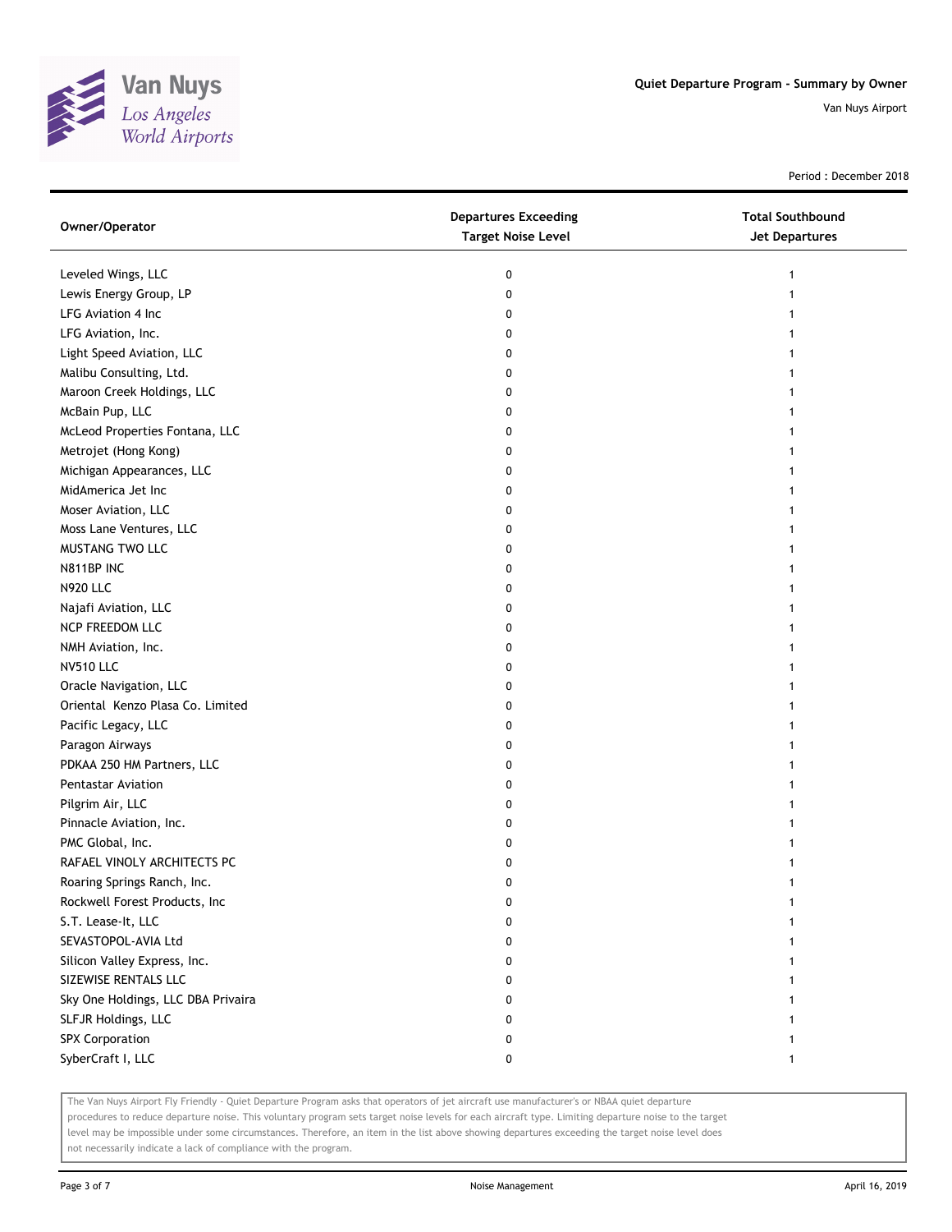# Quiet Departure Program - Summary by Owner

Van Nuys Airport

Period : December 2018

| Owner/Operator | Departures Exceeding Target Noise Level | Total Southbound Jet Departures |
|---|---|---|
| Leveled Wings, LLC | 0 | 1 |
| Lewis Energy Group, LP | 0 | 1 |
| LFG Aviation 4 Inc | 0 | 1 |
| LFG Aviation, Inc. | 0 | 1 |
| Light Speed Aviation, LLC | 0 | 1 |
| Malibu Consulting, Ltd. | 0 | 1 |
| Maroon Creek Holdings, LLC | 0 | 1 |
| McBain Pup, LLC | 0 | 1 |
| McLeod Properties Fontana, LLC | 0 | 1 |
| Metrojet (Hong Kong) | 0 | 1 |
| Michigan Appearances, LLC | 0 | 1 |
| MidAmerica Jet Inc | 0 | 1 |
| Moser Aviation, LLC | 0 | 1 |
| Moss Lane Ventures, LLC | 0 | 1 |
| MUSTANG TWO LLC | 0 | 1 |
| N811BP INC | 0 | 1 |
| N920 LLC | 0 | 1 |
| Najafi Aviation, LLC | 0 | 1 |
| NCP FREEDOM LLC | 0 | 1 |
| NMH Aviation, Inc. | 0 | 1 |
| NV510 LLC | 0 | 1 |
| Oracle Navigation, LLC | 0 | 1 |
| Oriental Kenzo Plasa Co. Limited | 0 | 1 |
| Pacific Legacy, LLC | 0 | 1 |
| Paragon Airways | 0 | 1 |
| PDKAA 250 HM Partners, LLC | 0 | 1 |
| Pentastar Aviation | 0 | 1 |
| Pilgrim Air, LLC | 0 | 1 |
| Pinnacle Aviation, Inc. | 0 | 1 |
| PMC Global, Inc. | 0 | 1 |
| RAFAEL VINOLY ARCHITECTS PC | 0 | 1 |
| Roaring Springs Ranch, Inc. | 0 | 1 |
| Rockwell Forest Products, Inc | 0 | 1 |
| S.T. Lease-It, LLC | 0 | 1 |
| SEVASTOPOL-AVIA Ltd | 0 | 1 |
| Silicon Valley Express, Inc. | 0 | 1 |
| SIZEWISE RENTALS LLC | 0 | 1 |
| Sky One Holdings, LLC DBA Privaira | 0 | 1 |
| SLFJR Holdings, LLC | 0 | 1 |
| SPX Corporation | 0 | 1 |
| SyberCraft I, LLC | 0 | 1 |

The Van Nuys Airport Fly Friendly - Quiet Departure Program asks that operators of jet aircraft use manufacturer's or NBAA quiet departure procedures to reduce departure noise. This voluntary program sets target noise levels for each aircraft type. Limiting departure noise to the target level may be impossible under some circumstances. Therefore, an item in the list above showing departures exceeding the target noise level does not necessarily indicate a lack of compliance with the program.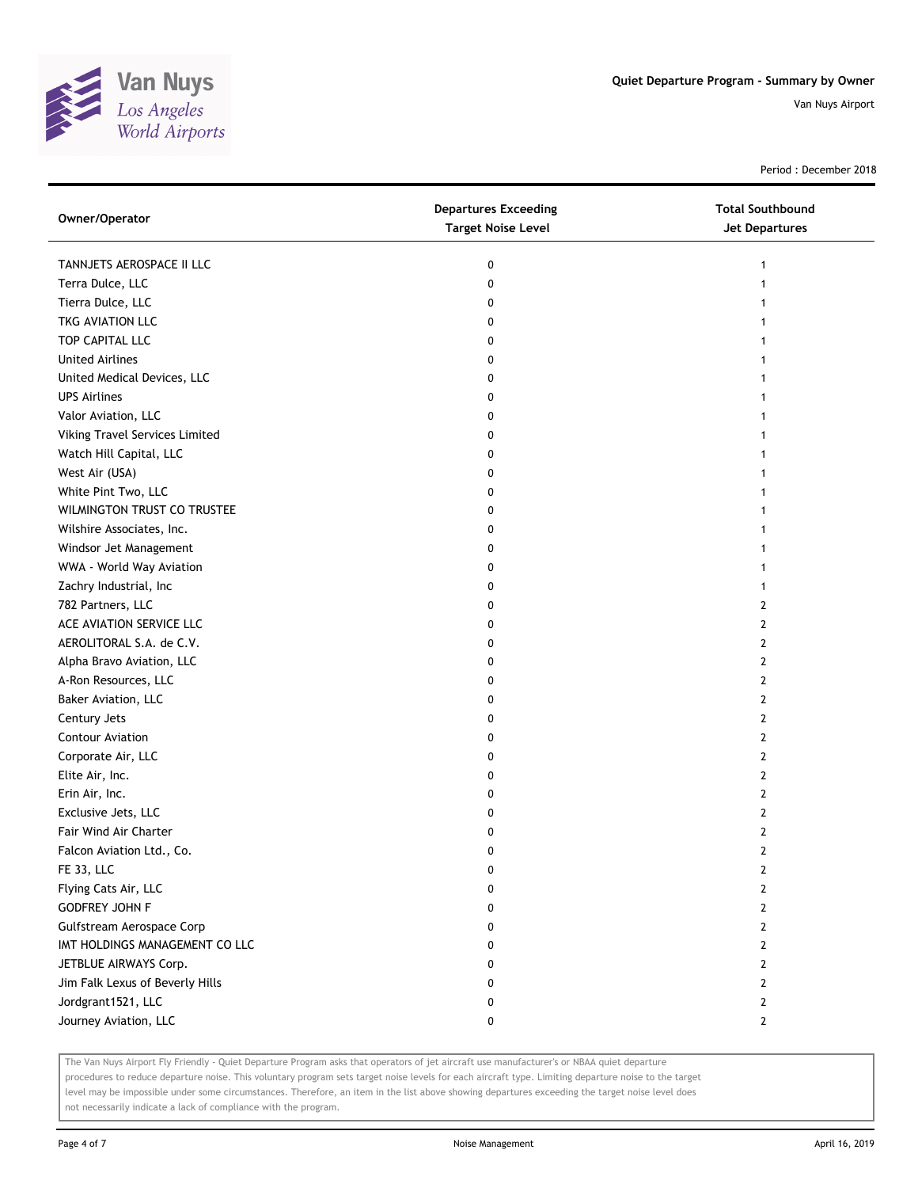Quiet Departure Program - Summary by Owner

Van Nuys Airport

Period : December 2018

| Owner/Operator | Departures Exceeding Target Noise Level | Total Southbound Jet Departures |
|---|---|---|
| TANNJETS AEROSPACE II LLC | 0 | 1 |
| Terra Dulce, LLC | 0 | 1 |
| Tierra Dulce, LLC | 0 | 1 |
| TKG AVIATION LLC | 0 | 1 |
| TOP CAPITAL LLC | 0 | 1 |
| United Airlines | 0 | 1 |
| United Medical Devices, LLC | 0 | 1 |
| UPS Airlines | 0 | 1 |
| Valor Aviation, LLC | 0 | 1 |
| Viking Travel Services Limited | 0 | 1 |
| Watch Hill Capital, LLC | 0 | 1 |
| West Air (USA) | 0 | 1 |
| White Pint Two, LLC | 0 | 1 |
| WILMINGTON TRUST CO TRUSTEE | 0 | 1 |
| Wilshire Associates, Inc. | 0 | 1 |
| Windsor Jet Management | 0 | 1 |
| WWA - World Way Aviation | 0 | 1 |
| Zachry Industrial, Inc | 0 | 1 |
| 782 Partners, LLC | 0 | 2 |
| ACE AVIATION SERVICE LLC | 0 | 2 |
| AEROLITORAL S.A. de C.V. | 0 | 2 |
| Alpha Bravo Aviation, LLC | 0 | 2 |
| A-Ron Resources, LLC | 0 | 2 |
| Baker Aviation, LLC | 0 | 2 |
| Century Jets | 0 | 2 |
| Contour Aviation | 0 | 2 |
| Corporate Air, LLC | 0 | 2 |
| Elite Air, Inc. | 0 | 2 |
| Erin Air, Inc. | 0 | 2 |
| Exclusive Jets, LLC | 0 | 2 |
| Fair Wind Air Charter | 0 | 2 |
| Falcon Aviation Ltd., Co. | 0 | 2 |
| FE 33, LLC | 0 | 2 |
| Flying Cats Air, LLC | 0 | 2 |
| GODFREY JOHN F | 0 | 2 |
| Gulfstream Aerospace Corp | 0 | 2 |
| IMT HOLDINGS MANAGEMENT CO LLC | 0 | 2 |
| JETBLUE AIRWAYS Corp. | 0 | 2 |
| Jim Falk Lexus of Beverly Hills | 0 | 2 |
| Jordgrant1521, LLC | 0 | 2 |
| Journey Aviation, LLC | 0 | 2 |

The Van Nuys Airport Fly Friendly - Quiet Departure Program asks that operators of jet aircraft use manufacturer's or NBAA quiet departure procedures to reduce departure noise. This voluntary program sets target noise levels for each aircraft type. Limiting departure noise to the target level may be impossible under some circumstances. Therefore, an item in the list above showing departures exceeding the target noise level does not necessarily indicate a lack of compliance with the program.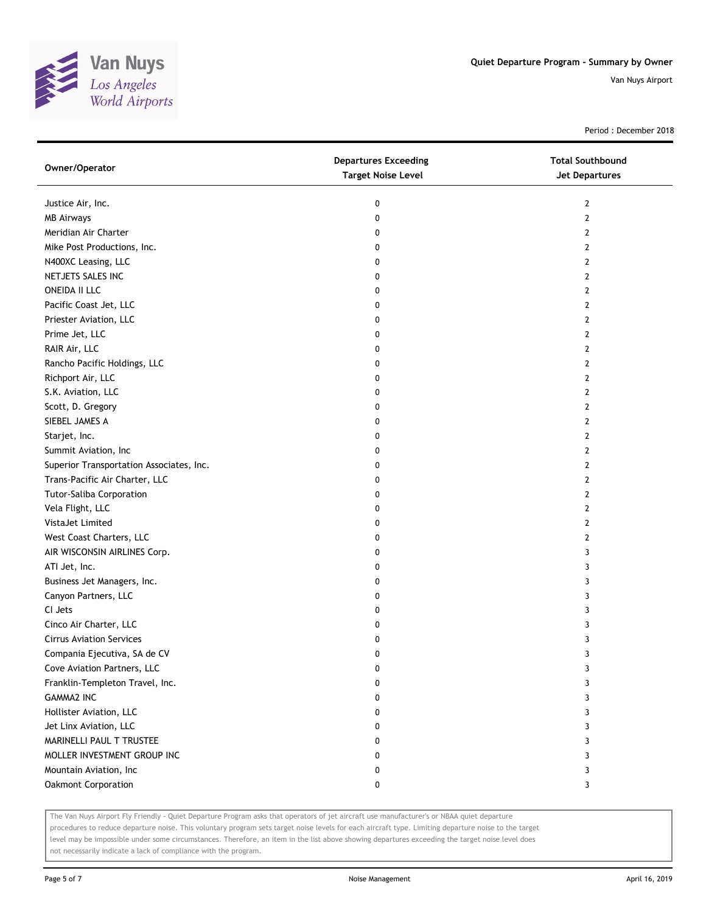# Quiet Departure Program - Summary by Owner

Van Nuys Airport

Period : December 2018

| Owner/Operator | Departures Exceeding Target Noise Level | Total Southbound Jet Departures |
|---|---|---|
| Justice Air, Inc. | 0 | 2 |
| MB Airways | 0 | 2 |
| Meridian Air Charter | 0 | 2 |
| Mike Post Productions, Inc. | 0 | 2 |
| N400XC Leasing, LLC | 0 | 2 |
| NETJETS SALES INC | 0 | 2 |
| ONEIDA II LLC | 0 | 2 |
| Pacific Coast Jet, LLC | 0 | 2 |
| Priester Aviation, LLC | 0 | 2 |
| Prime Jet, LLC | 0 | 2 |
| RAIR Air, LLC | 0 | 2 |
| Rancho Pacific Holdings, LLC | 0 | 2 |
| Richport Air, LLC | 0 | 2 |
| S.K. Aviation, LLC | 0 | 2 |
| Scott, D. Gregory | 0 | 2 |
| SIEBEL JAMES A | 0 | 2 |
| Starjet, Inc. | 0 | 2 |
| Summit Aviation, Inc | 0 | 2 |
| Superior Transportation Associates, Inc. | 0 | 2 |
| Trans-Pacific Air Charter, LLC | 0 | 2 |
| Tutor-Saliba Corporation | 0 | 2 |
| Vela Flight, LLC | 0 | 2 |
| VistaJet Limited | 0 | 2 |
| West Coast Charters, LLC | 0 | 2 |
| AIR WISCONSIN AIRLINES Corp. | 0 | 3 |
| ATI Jet, Inc. | 0 | 3 |
| Business Jet Managers, Inc. | 0 | 3 |
| Canyon Partners, LLC | 0 | 3 |
| CI Jets | 0 | 3 |
| Cinco Air Charter, LLC | 0 | 3 |
| Cirrus Aviation Services | 0 | 3 |
| Compania Ejecutiva, SA de CV | 0 | 3 |
| Cove Aviation Partners, LLC | 0 | 3 |
| Franklin-Templeton Travel, Inc. | 0 | 3 |
| GAMMA2 INC | 0 | 3 |
| Hollister Aviation, LLC | 0 | 3 |
| Jet Linx Aviation, LLC | 0 | 3 |
| MARINELLI PAUL T TRUSTEE | 0 | 3 |
| MOLLER INVESTMENT GROUP INC | 0 | 3 |
| Mountain Aviation, Inc | 0 | 3 |
| Oakmont Corporation | 0 | 3 |

The Van Nuys Airport Fly Friendly - Quiet Departure Program asks that operators of jet aircraft use manufacturer's or NBAA quiet departure procedures to reduce departure noise. This voluntary program sets target noise levels for each aircraft type. Limiting departure noise to the target level may be impossible under some circumstances. Therefore, an item in the list above showing departures exceeding the target noise level does not necessarily indicate a lack of compliance with the program.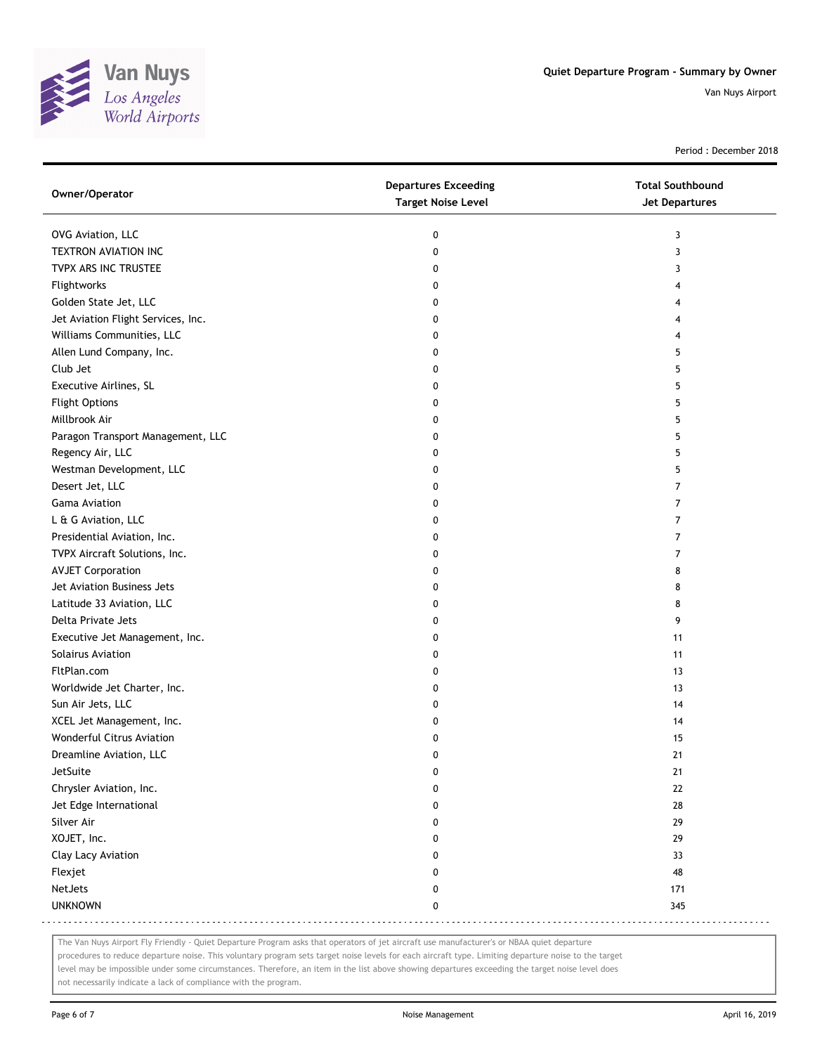# Quiet Departure Program - Summary by Owner

Van Nuys Airport

Period : December 2018

| Owner/Operator | Departures Exceeding Target Noise Level | Total Southbound Jet Departures |
|---|---|---|
| OVG Aviation, LLC | 0 | 3 |
| TEXTRON AVIATION INC | 0 | 3 |
| TVPX ARS INC TRUSTEE | 0 | 3 |
| Flightworks | 0 | 4 |
| Golden State Jet, LLC | 0 | 4 |
| Jet Aviation Flight Services, Inc. | 0 | 4 |
| Williams Communities, LLC | 0 | 4 |
| Allen Lund Company, Inc. | 0 | 5 |
| Club Jet | 0 | 5 |
| Executive Airlines, SL | 0 | 5 |
| Flight Options | 0 | 5 |
| Millbrook Air | 0 | 5 |
| Paragon Transport Management, LLC | 0 | 5 |
| Regency Air, LLC | 0 | 5 |
| Westman Development, LLC | 0 | 5 |
| Desert Jet, LLC | 0 | 7 |
| Gama Aviation | 0 | 7 |
| L & G Aviation, LLC | 0 | 7 |
| Presidential Aviation, Inc. | 0 | 7 |
| TVPX Aircraft Solutions, Inc. | 0 | 7 |
| AVJET Corporation | 0 | 8 |
| Jet Aviation Business Jets | 0 | 8 |
| Latitude 33 Aviation, LLC | 0 | 8 |
| Delta Private Jets | 0 | 9 |
| Executive Jet Management, Inc. | 0 | 11 |
| Solairus Aviation | 0 | 11 |
| FltPlan.com | 0 | 13 |
| Worldwide Jet Charter, Inc. | 0 | 13 |
| Sun Air Jets, LLC | 0 | 14 |
| XCEL Jet Management, Inc. | 0 | 14 |
| Wonderful Citrus Aviation | 0 | 15 |
| Dreamline Aviation, LLC | 0 | 21 |
| JetSuite | 0 | 21 |
| Chrysler Aviation, Inc. | 0 | 22 |
| Jet Edge International | 0 | 28 |
| Silver Air | 0 | 29 |
| XOJET, Inc. | 0 | 29 |
| Clay Lacy Aviation | 0 | 33 |
| Flexjet | 0 | 48 |
| NetJets | 0 | 171 |
| UNKNOWN | 0 | 345 |

The Van Nuys Airport Fly Friendly - Quiet Departure Program asks that operators of jet aircraft use manufacturer's or NBAA quiet departure procedures to reduce departure noise. This voluntary program sets target noise levels for each aircraft type. Limiting departure noise to the target level may be impossible under some circumstances. Therefore, an item in the list above showing departures exceeding the target noise level does not necessarily indicate a lack of compliance with the program.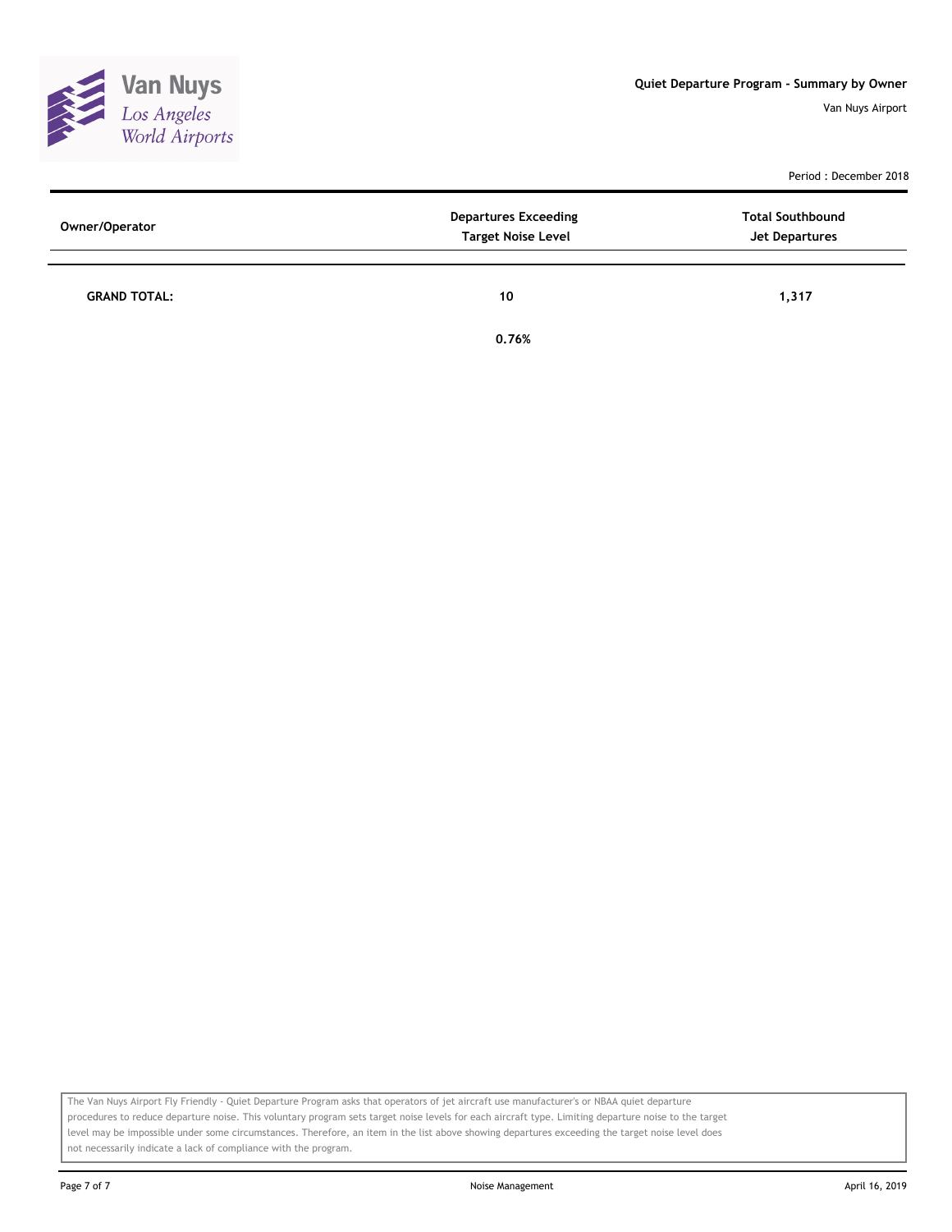Van Nuys
Los Angeles
World Airports

**Quiet Departure Program - Summary by Owner**

Van Nuys Airport

Period : December 2018

| Owner/Operator | Departures Exceeding Target Noise Level | Total Southbound Jet Departures |
|---|---|---|
| **GRAND TOTAL:** | **10** | **1,317** |
| | **0.76%** | |

The Van Nuys Airport Fly Friendly - Quiet Departure Program asks that operators of jet aircraft use manufacturer's or NBAA quiet departure procedures to reduce departure noise. This voluntary program sets target noise levels for each aircraft type. Limiting departure noise to the target level may be impossible under some circumstances. Therefore, an item in the list above showing departures exceeding the target noise level does not necessarily indicate a lack of compliance with the program.

Noise Management

April 16, 2019